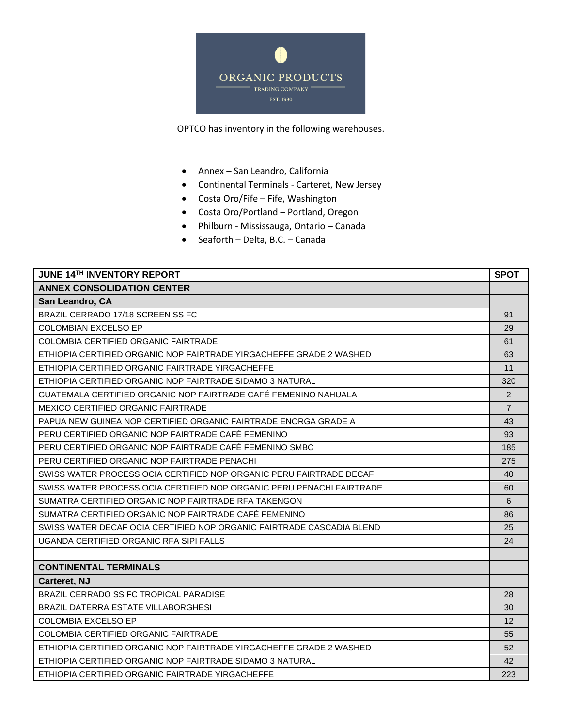ORGANIC PRODUCTS

TRADING COMPANY

EST. 1990

OPTCO has inventory in the following warehouses.

- Annex – San Leandro, California
- Continental Terminals - Carteret, New Jersey
- Costa Oro/Fife – Fife, Washington
- Costa Oro/Portland – Portland, Oregon
- Philburn - Mississauga, Ontario – Canada
- Seaforth – Delta, B.C. – Canada

| JUNE 14TH INVENTORY REPORT | SPOT |
|---|---|
| **ANNEX CONSOLIDATION CENTER** | |
| **San Leandro, CA** | |
| BRAZIL CERRADO 17/18 SCREEN SS FC | 91 |
| COLOMBIAN EXCELSO EP | 29 |
| COLOMBIA CERTIFIED ORGANIC FAIRTRADE | 61 |
| ETHIOPIA CERTIFIED ORGANIC NOP FAIRTRADE YIRGACHEFFE GRADE 2 WASHED | 63 |
| ETHIOPIA CERTIFIED ORGANIC FAIRTRADE YIRGACHEFFE | 11 |
| ETHIOPIA CERTIFIED ORGANIC NOP FAIRTRADE SIDAMO 3 NATURAL | 320 |
| GUATEMALA CERTIFIED ORGANIC NOP FAIRTRADE CAFÉ FEMENINO NAHUALA | 2 |
| MEXICO CERTIFIED ORGANIC FAIRTRADE | 7 |
| PAPUA NEW GUINEA NOP CERTIFIED ORGANIC FAIRTRADE ENORGA GRADE A | 43 |
| PERU CERTIFIED ORGANIC NOP FAIRTRADE CAFÉ FEMENINO | 93 |
| PERU CERTIFIED ORGANIC NOP FAIRTRADE CAFÉ FEMENINO SMBC | 185 |
| PERU CERTIFIED ORGANIC NOP FAIRTRADE PENACHI | 275 |
| SWISS WATER PROCESS OCIA CERTIFIED NOP ORGANIC PERU FAIRTRADE DECAF | 40 |
| SWISS WATER PROCESS OCIA CERTIFIED NOP ORGANIC PERU PENACHI FAIRTRADE | 60 |
| SUMATRA CERTIFIED ORGANIC NOP FAIRTRADE RFA TAKENGON | 6 |
| SUMATRA CERTIFIED ORGANIC NOP FAIRTRADE CAFÉ FEMENINO | 86 |
| SWISS WATER DECAF OCIA CERTIFIED NOP ORGANIC FAIRTRADE CASCADIA BLEND | 25 |
| UGANDA CERTIFIED ORGANIC RFA SIPI FALLS | 24 |
| | |
| **CONTINENTAL TERMINALS** | |
| **Carteret, NJ** | |
| BRAZIL CERRADO SS FC TROPICAL PARADISE | 28 |
| BRAZIL DATERRA ESTATE VILLABORGHESI | 30 |
| COLOMBIA EXCELSO EP | 12 |
| COLOMBIA CERTIFIED ORGANIC FAIRTRADE | 55 |
| ETHIOPIA CERTIFIED ORGANIC NOP FAIRTRADE YIRGACHEFFE GRADE 2 WASHED | 52 |
| ETHIOPIA CERTIFIED ORGANIC NOP FAIRTRADE SIDAMO 3 NATURAL | 42 |
| ETHIOPIA CERTIFIED ORGANIC FAIRTRADE YIRGACHEFFE | 223 |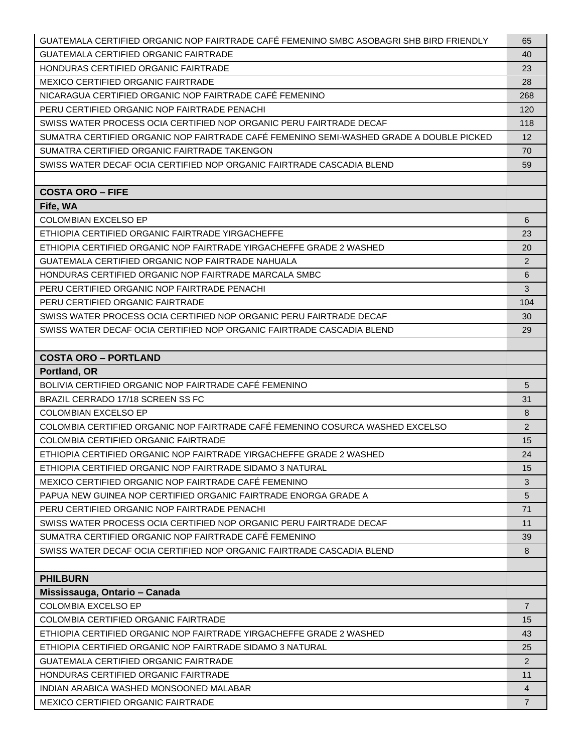| | |
|---|---|
| GUATEMALA CERTIFIED ORGANIC NOP FAIRTRADE CAFÉ FEMENINO SMBC ASOBAGRI SHB BIRD FRIENDLY | 65 |
| GUATEMALA CERTIFIED ORGANIC FAIRTRADE | 40 |
| HONDURAS CERTIFIED ORGANIC FAIRTRADE | 23 |
| MEXICO CERTIFIED ORGANIC FAIRTRADE | 28 |
| NICARAGUA CERTIFIED ORGANIC NOP FAIRTRADE CAFÉ FEMENINO | 268 |
| PERU CERTIFIED ORGANIC NOP FAIRTRADE PENACHI | 120 |
| SWISS WATER PROCESS OCIA CERTIFIED NOP ORGANIC PERU FAIRTRADE DECAF | 118 |
| SUMATRA CERTIFIED ORGANIC NOP FAIRTRADE CAFÉ FEMENINO SEMI-WASHED GRADE A DOUBLE PICKED | 12 |
| SUMATRA CERTIFIED ORGANIC FAIRTRADE TAKENGON | 70 |
| SWISS WATER DECAF OCIA CERTIFIED NOP ORGANIC FAIRTRADE CASCADIA BLEND | 59 |
| | |
| **COSTA ORO – FIFE** | |
| **Fife, WA** | |
| COLOMBIAN EXCELSO EP | 6 |
| ETHIOPIA CERTIFIED ORGANIC FAIRTRADE YIRGACHEFFE | 23 |
| ETHIOPIA CERTIFIED ORGANIC NOP FAIRTRADE YIRGACHEFFE GRADE 2 WASHED | 20 |
| GUATEMALA CERTIFIED ORGANIC NOP FAIRTRADE NAHUALA | 2 |
| HONDURAS CERTIFIED ORGANIC NOP FAIRTRADE MARCALA SMBC | 6 |
| PERU CERTIFIED ORGANIC NOP FAIRTRADE PENACHI | 3 |
| PERU CERTIFIED ORGANIC FAIRTRADE | 104 |
| SWISS WATER PROCESS OCIA CERTIFIED NOP ORGANIC PERU FAIRTRADE DECAF | 30 |
| SWISS WATER DECAF OCIA CERTIFIED NOP ORGANIC FAIRTRADE CASCADIA BLEND | 29 |
| | |
| **COSTA ORO – PORTLAND** | |
| **Portland, OR** | |
| BOLIVIA CERTIFIED ORGANIC NOP FAIRTRADE CAFÉ FEMENINO | 5 |
| BRAZIL CERRADO 17/18 SCREEN SS FC | 31 |
| COLOMBIAN EXCELSO EP | 8 |
| COLOMBIA CERTIFIED ORGANIC NOP FAIRTRADE CAFÉ FEMENINO COSURCA WASHED EXCELSO | 2 |
| COLOMBIA CERTIFIED ORGANIC FAIRTRADE | 15 |
| ETHIOPIA CERTIFIED ORGANIC NOP FAIRTRADE YIRGACHEFFE GRADE 2 WASHED | 24 |
| ETHIOPIA CERTIFIED ORGANIC NOP FAIRTRADE SIDAMO 3 NATURAL | 15 |
| MEXICO CERTIFIED ORGANIC NOP FAIRTRADE CAFÉ FEMENINO | 3 |
| PAPUA NEW GUINEA NOP CERTIFIED ORGANIC FAIRTRADE ENORGA GRADE A | 5 |
| PERU CERTIFIED ORGANIC NOP FAIRTRADE PENACHI | 71 |
| SWISS WATER PROCESS OCIA CERTIFIED NOP ORGANIC PERU FAIRTRADE DECAF | 11 |
| SUMATRA CERTIFIED ORGANIC NOP FAIRTRADE CAFÉ FEMENINO | 39 |
| SWISS WATER DECAF OCIA CERTIFIED NOP ORGANIC FAIRTRADE CASCADIA BLEND | 8 |
| | |
| **PHILBURN** | |
| **Mississauga, Ontario – Canada** | |
| COLOMBIA EXCELSO EP | 7 |
| COLOMBIA CERTIFIED ORGANIC FAIRTRADE | 15 |
| ETHIOPIA CERTIFIED ORGANIC NOP FAIRTRADE YIRGACHEFFE GRADE 2 WASHED | 43 |
| ETHIOPIA CERTIFIED ORGANIC NOP FAIRTRADE SIDAMO 3 NATURAL | 25 |
| GUATEMALA CERTIFIED ORGANIC FAIRTRADE | 2 |
| HONDURAS CERTIFIED ORGANIC FAIRTRADE | 11 |
| INDIAN ARABICA WASHED MONSOONED MALABAR | 4 |
| MEXICO CERTIFIED ORGANIC FAIRTRADE | 7 |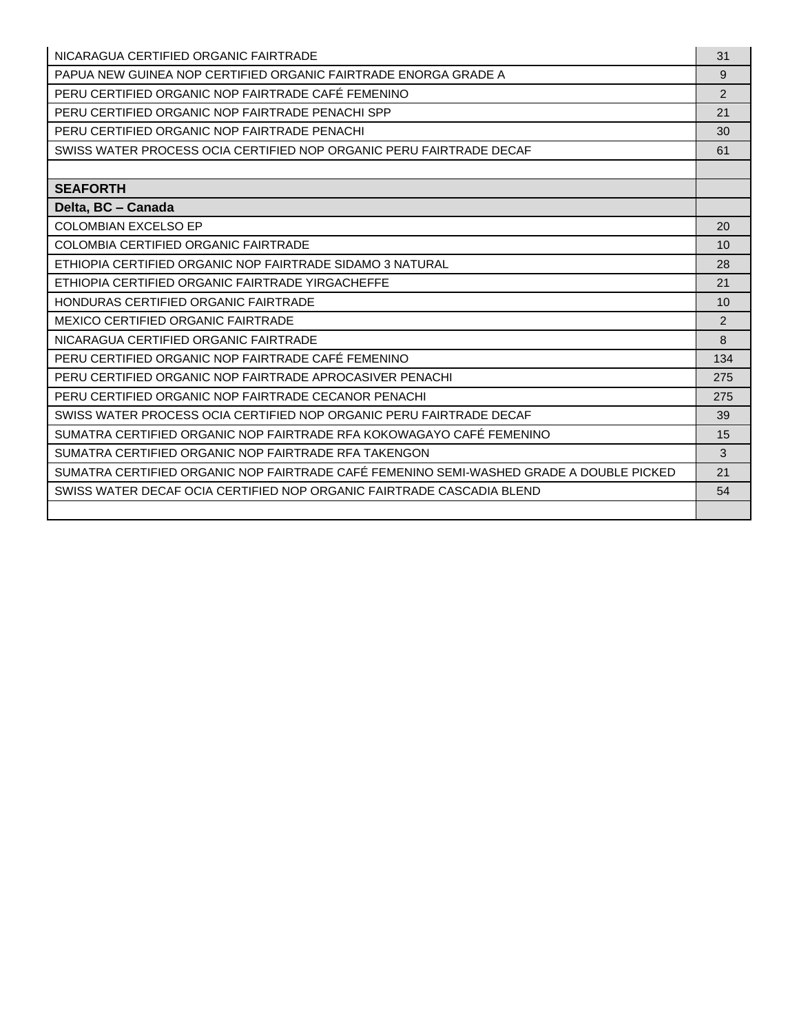| | |
|---|---|
| NICARAGUA CERTIFIED ORGANIC FAIRTRADE | 31 |
| PAPUA NEW GUINEA NOP CERTIFIED ORGANIC FAIRTRADE ENORGA GRADE A | 9 |
| PERU CERTIFIED ORGANIC NOP FAIRTRADE CAFÉ FEMENINO | 2 |
| PERU CERTIFIED ORGANIC NOP FAIRTRADE PENACHI SPP | 21 |
| PERU CERTIFIED ORGANIC NOP FAIRTRADE PENACHI | 30 |
| SWISS WATER PROCESS OCIA CERTIFIED NOP ORGANIC PERU FAIRTRADE DECAF | 61 |
| | |
| **SEAFORTH** | |
| **Delta, BC – Canada** | |
| COLOMBIAN EXCELSO EP | 20 |
| COLOMBIA CERTIFIED ORGANIC FAIRTRADE | 10 |
| ETHIOPIA CERTIFIED ORGANIC NOP FAIRTRADE SIDAMO 3 NATURAL | 28 |
| ETHIOPIA CERTIFIED ORGANIC FAIRTRADE YIRGACHEFFE | 21 |
| HONDURAS CERTIFIED ORGANIC FAIRTRADE | 10 |
| MEXICO CERTIFIED ORGANIC FAIRTRADE | 2 |
| NICARAGUA CERTIFIED ORGANIC FAIRTRADE | 8 |
| PERU CERTIFIED ORGANIC NOP FAIRTRADE CAFÉ FEMENINO | 134 |
| PERU CERTIFIED ORGANIC NOP FAIRTRADE APROCASIVER PENACHI | 275 |
| PERU CERTIFIED ORGANIC NOP FAIRTRADE CECANOR PENACHI | 275 |
| SWISS WATER PROCESS OCIA CERTIFIED NOP ORGANIC PERU FAIRTRADE DECAF | 39 |
| SUMATRA CERTIFIED ORGANIC NOP FAIRTRADE RFA KOKOWAGAYO CAFÉ FEMENINO | 15 |
| SUMATRA CERTIFIED ORGANIC NOP FAIRTRADE RFA TAKENGON | 3 |
| SUMATRA CERTIFIED ORGANIC NOP FAIRTRADE CAFÉ FEMENINO SEMI-WASHED GRADE A DOUBLE PICKED | 21 |
| SWISS WATER DECAF OCIA CERTIFIED NOP ORGANIC FAIRTRADE CASCADIA BLEND | 54 |
| | |